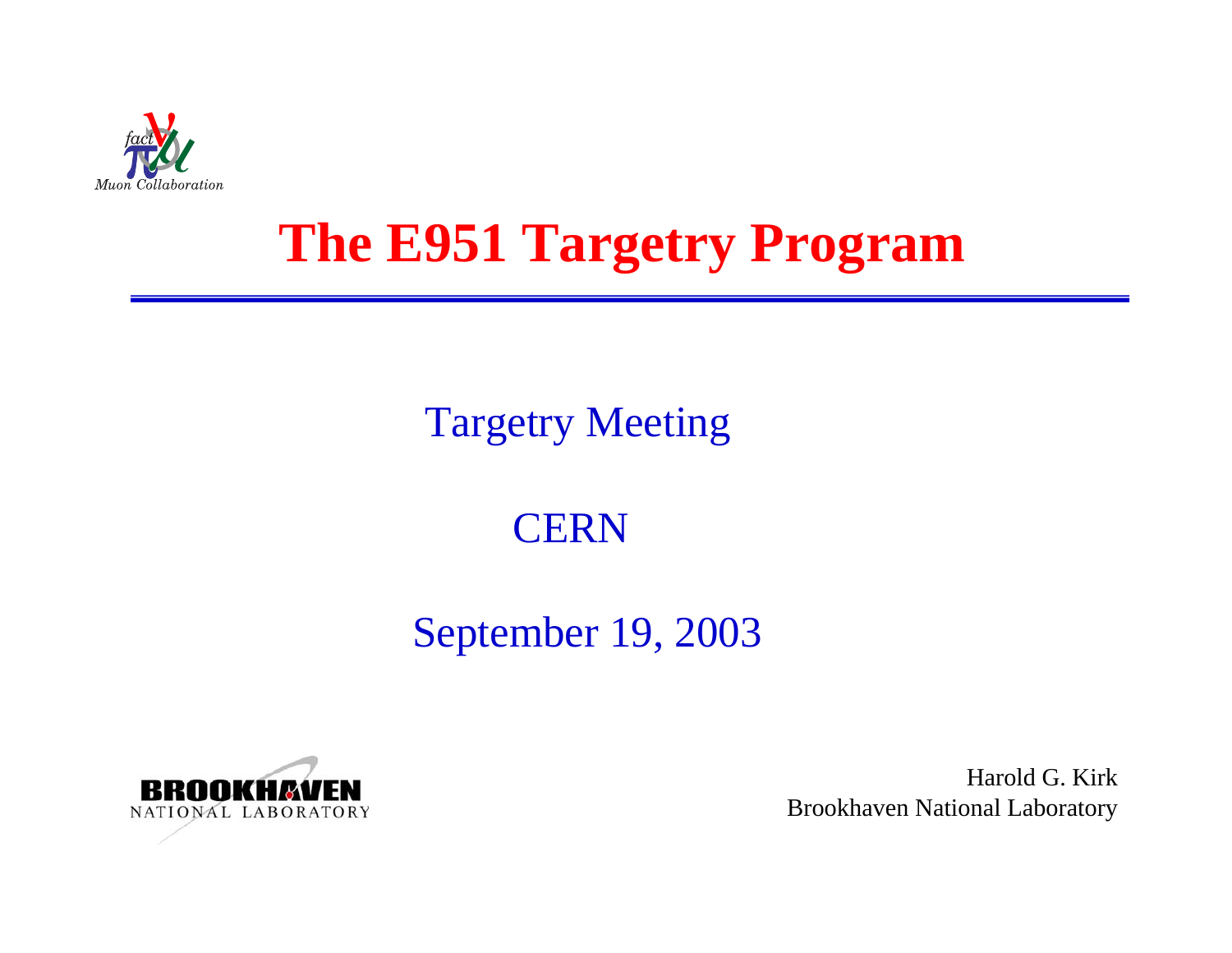Muon Collaboration

# The E951 Targetry Program

Targetry Meeting

CERN

September 19, 2003

BROOKHAVEN NATIONAL LABORATORY

Harold G. Kirk
Brookhaven National Laboratory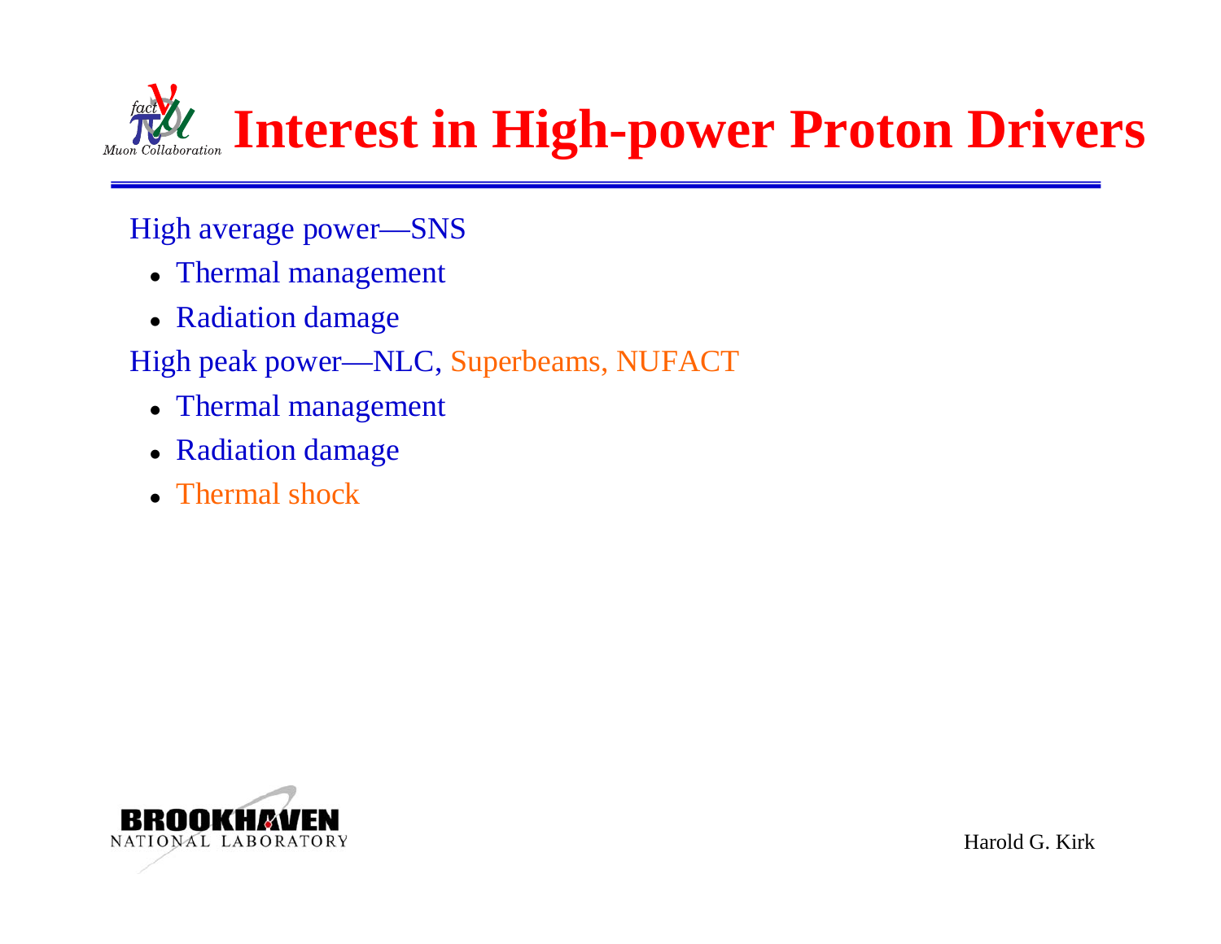# Interest in High-power Proton Drivers

High average power—SNS

- Thermal management
- Radiation damage

High peak power—NLC, Superbeams, NUFACT

- Thermal management
- Radiation damage
- Thermal shock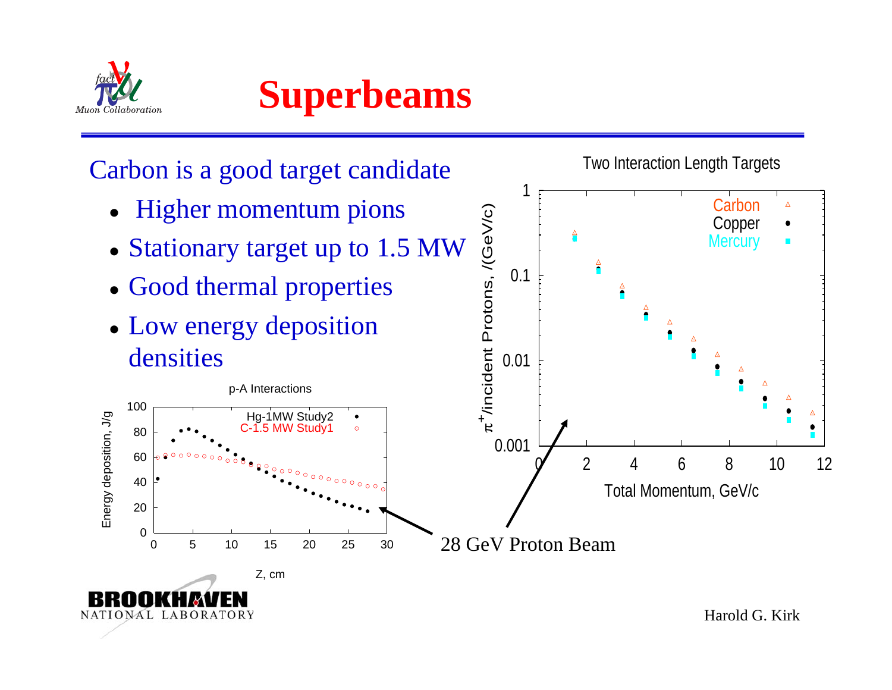# Superbeams

Carbon is a good target candidate

- Higher momentum pions
- Stationary target up to 1.5 MW
- Good thermal properties
- Low energy deposition densities

p-A Interactions

Energy deposition, J/g

Hg-1MW Study2

C-1.5 MW Study1

Z, cm

Two Interaction Length Targets

$\pi^+$/incident Protons, /(GeV/c)

Carbon

Copper

Mercury

Total Momentum, GeV/c

28 GeV Proton Beam

Harold G. Kirk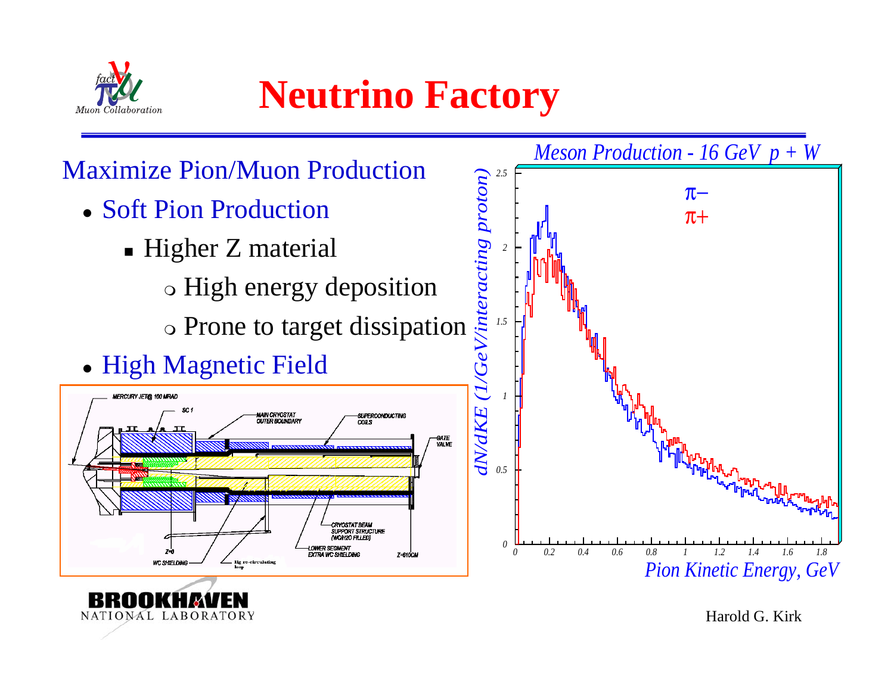# Neutrino Factory

## Maximize Pion/Muon Production

- Soft Pion Production
  - Higher Z material
    - High energy deposition
    - Prone to target dissipation
- High Magnetic Field

Meson Production - 16 GeV $p + W$

Harold G. Kirk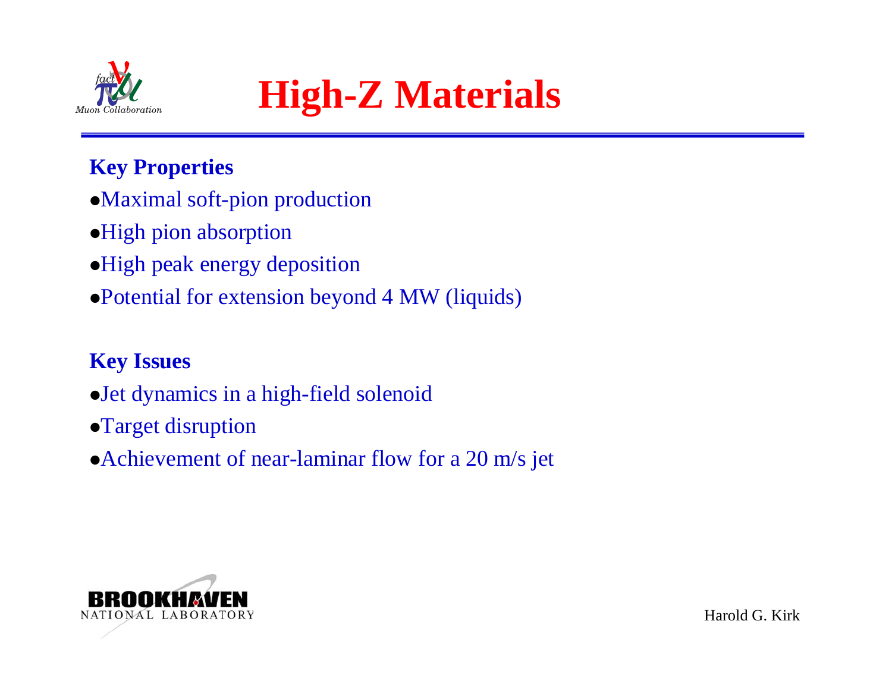# High-Z Materials

**Key Properties**

- Maximal soft-pion production
- High pion absorption
- High peak energy deposition
- Potential for extension beyond 4 MW (liquids)

**Key Issues**

- Jet dynamics in a high-field solenoid
- Target disruption
- Achievement of near-laminar flow for a 20 m/s jet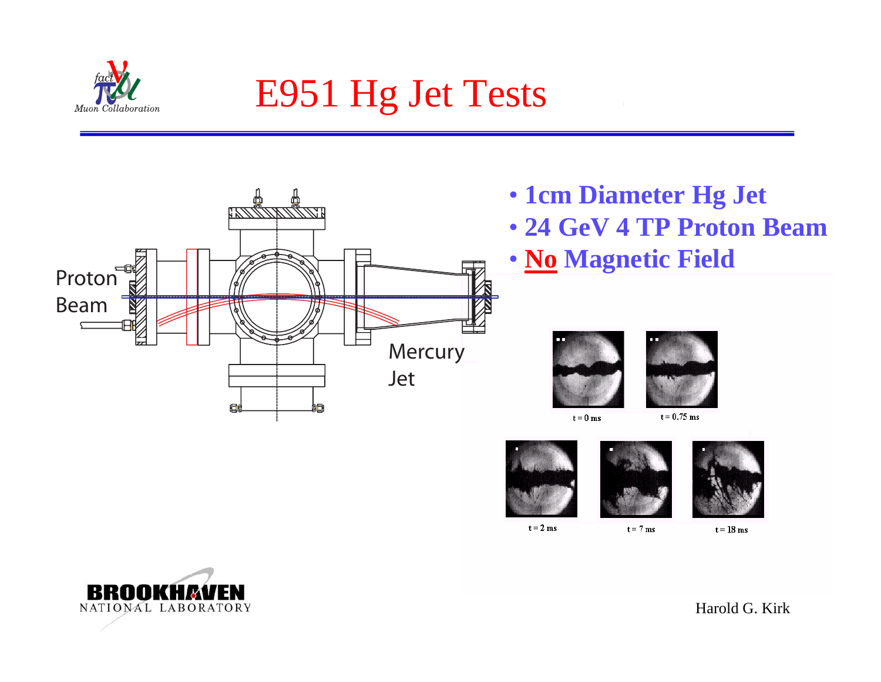# E951 Hg Jet Tests

- **1cm Diameter Hg Jet**
- **24 GeV 4 TP Proton Beam**
- **<u>No</u> Magnetic Field**

Proton Beam

Mercury Jet

t = 0 ms

t = 0.75 ms

t = 2 ms

t = 7 ms

t = 18 ms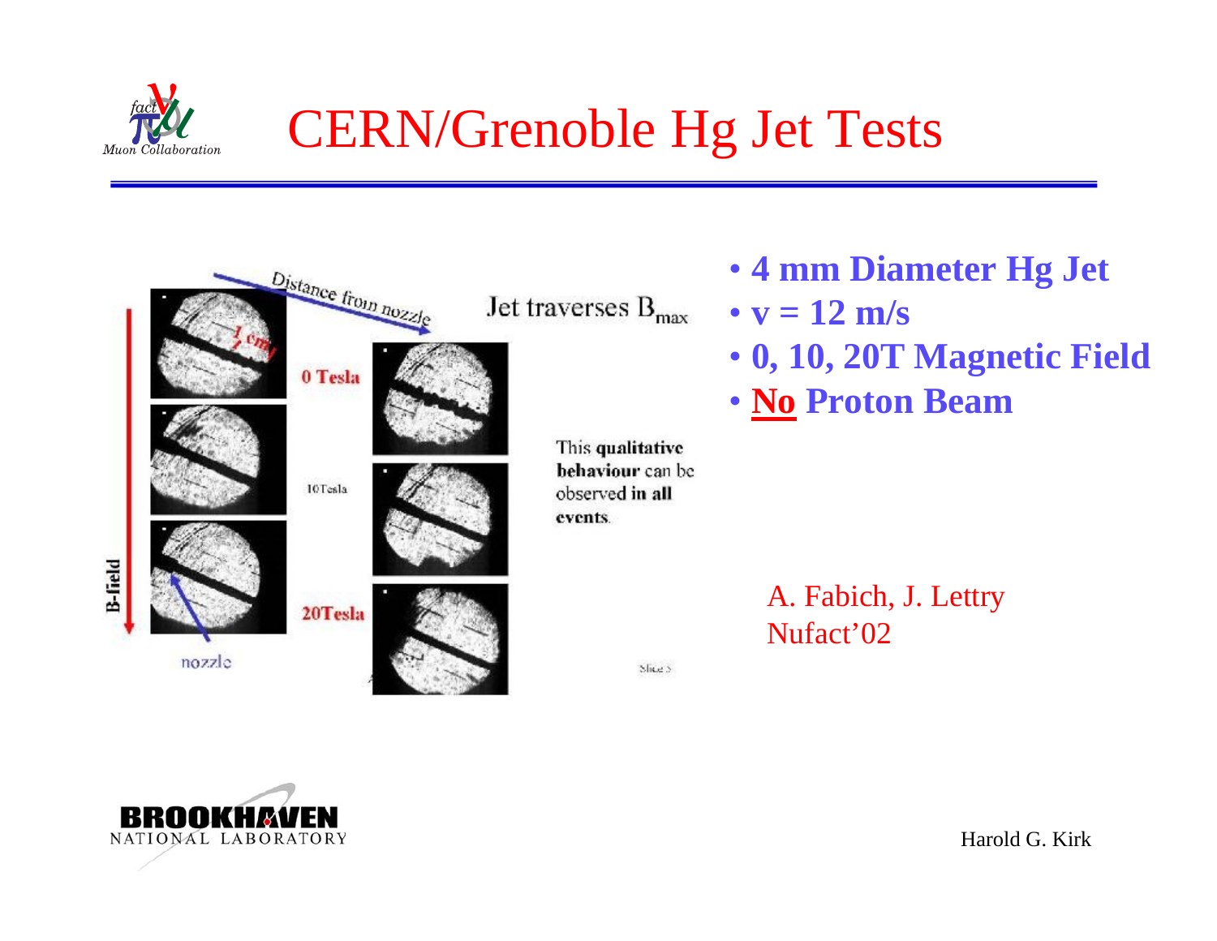# CERN/Grenoble Hg Jet Tests

Distance from nozzle

Jet traverses $B_{max}$

1 cm

0 Tesla

10Tesla

20Tesla

B-field

nozzle

This **qualitative behaviour** can be observed **in all events**.

- **4 mm Diameter Hg Jet**
- **v = 12 m/s**
- **0, 10, 20T Magnetic Field**
- **No Proton Beam**

A. Fabich, J. Lettry
Nufact'02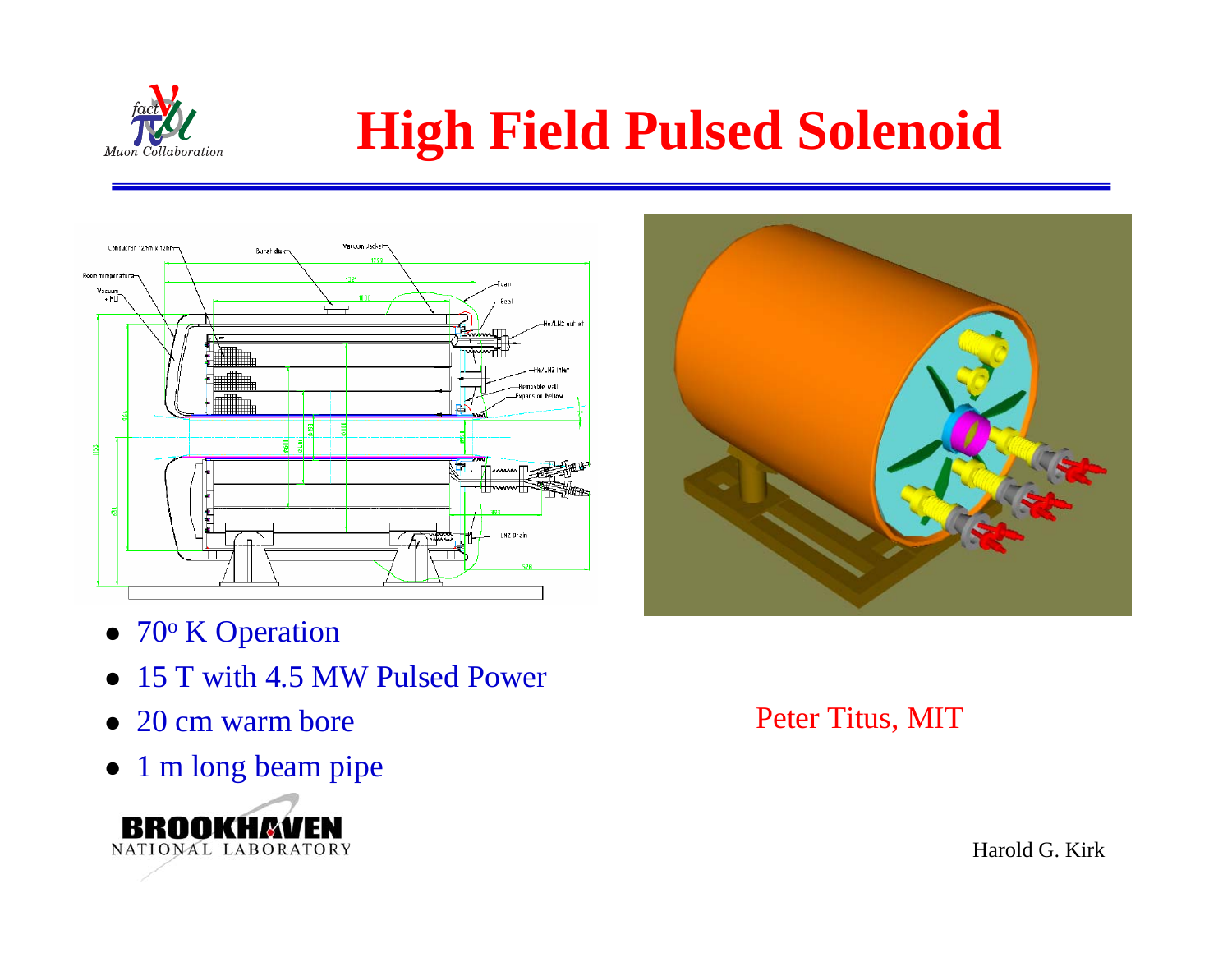# High Field Pulsed Solenoid

- 70$^{o}$ K Operation
- 15 T with 4.5 MW Pulsed Power
- 20 cm warm bore
- 1 m long beam pipe

Peter Titus, MIT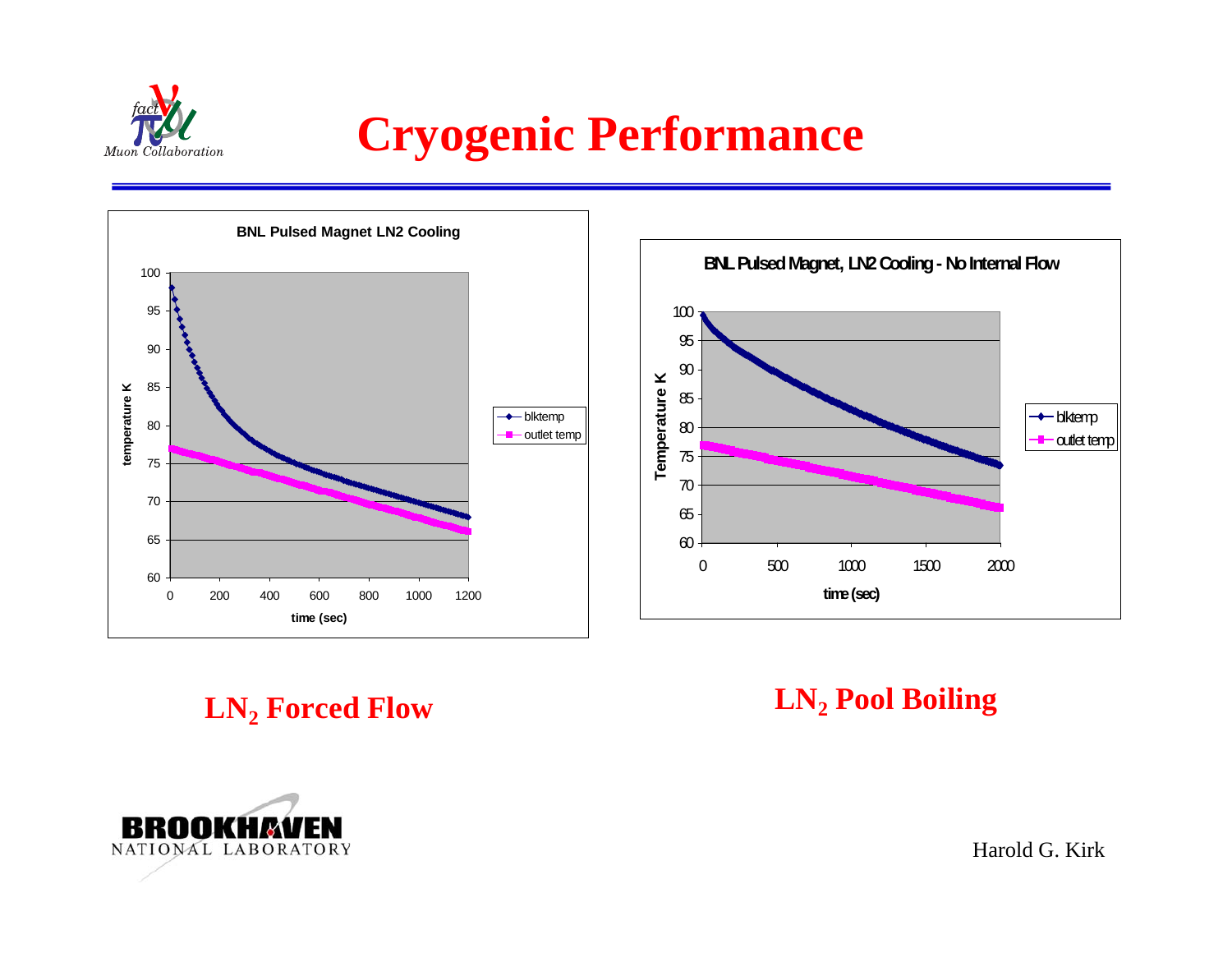# Cryogenic Performance

**BNL Pulsed Magnet LN2 Cooling**

**BNL Pulsed Magnet, LN2 Cooling - No Internal Flow**

## $LN_2$ Forced Flow

## $LN_2$ Pool Boiling

Harold G. Kirk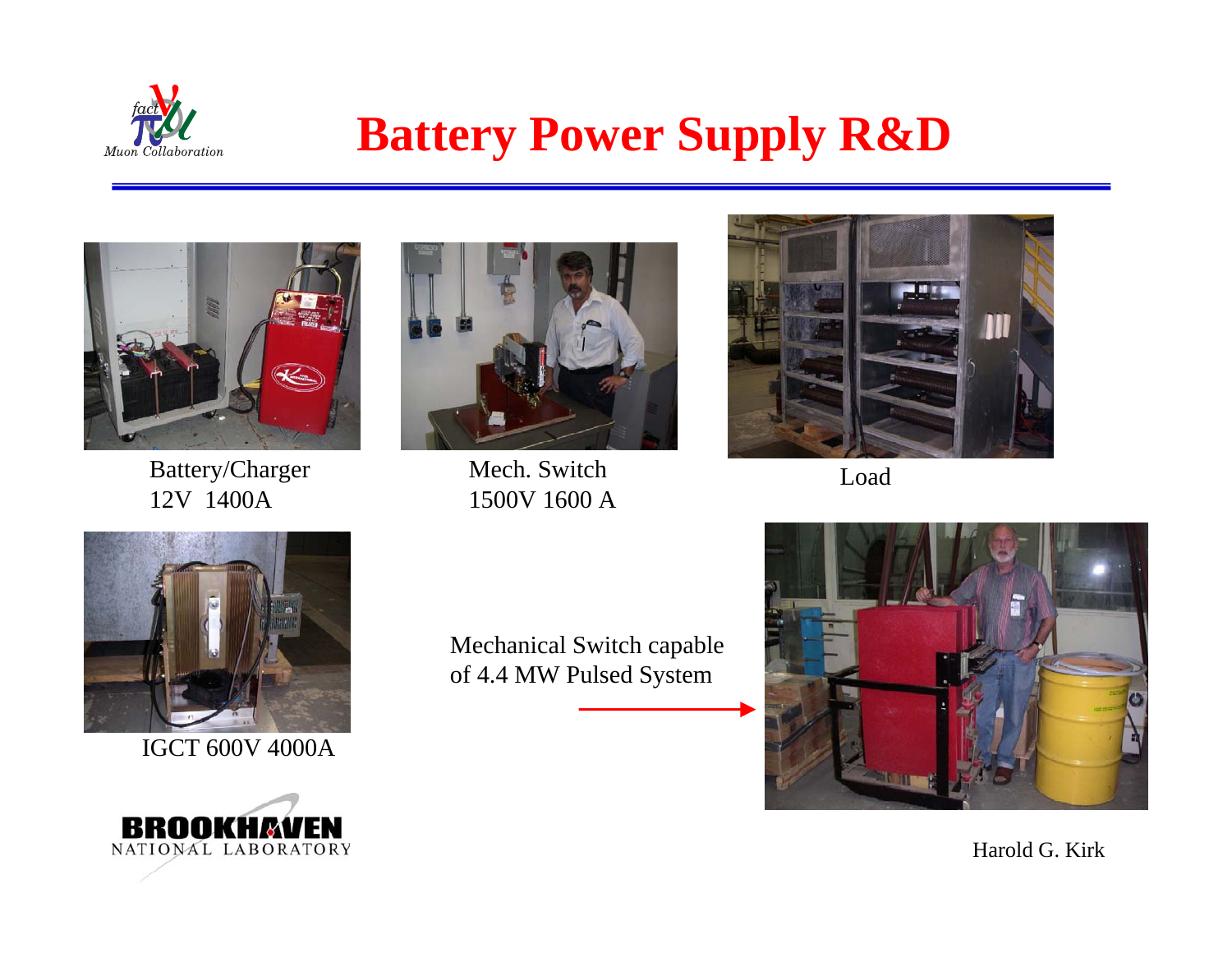# Battery Power Supply R&D

Battery/Charger
12V 1400A

Mech. Switch
1500V 1600 A

Load

IGCT 600V 4000A

Mechanical Switch capable of 4.4 MW Pulsed System

Harold G. Kirk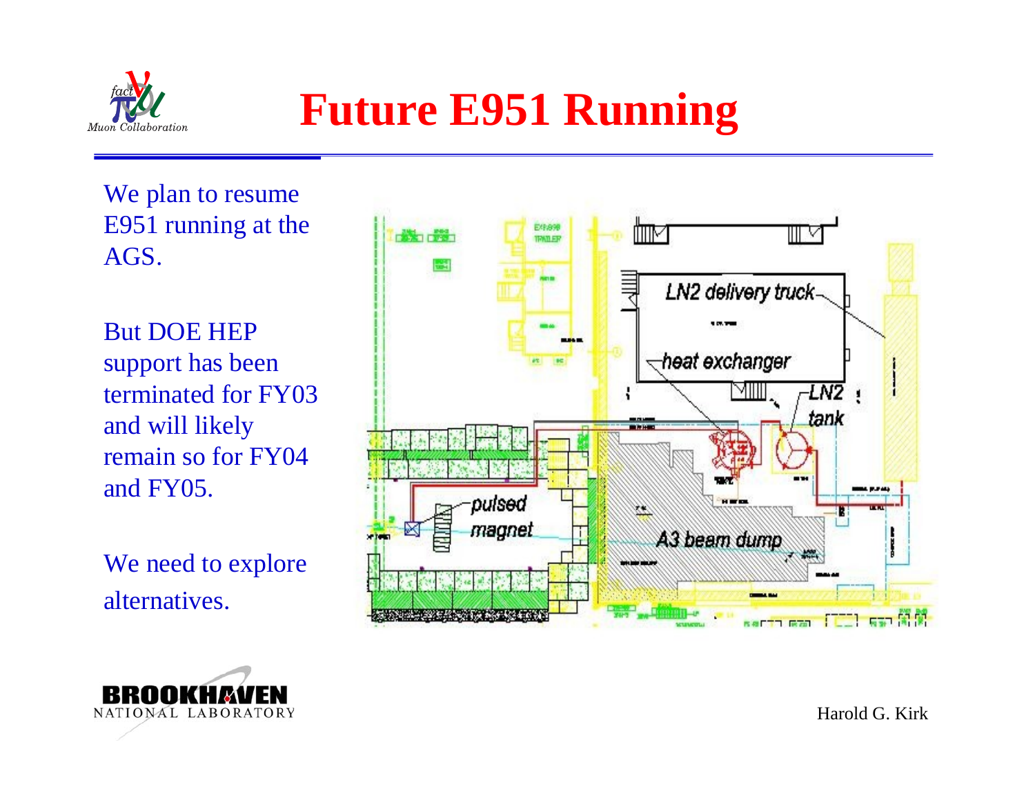# Future E951 Running

We plan to resume E951 running at the AGS.

But DOE HEP support has been terminated for FY03 and will likely remain so for FY04 and FY05.

We need to explore alternatives.

Harold G. Kirk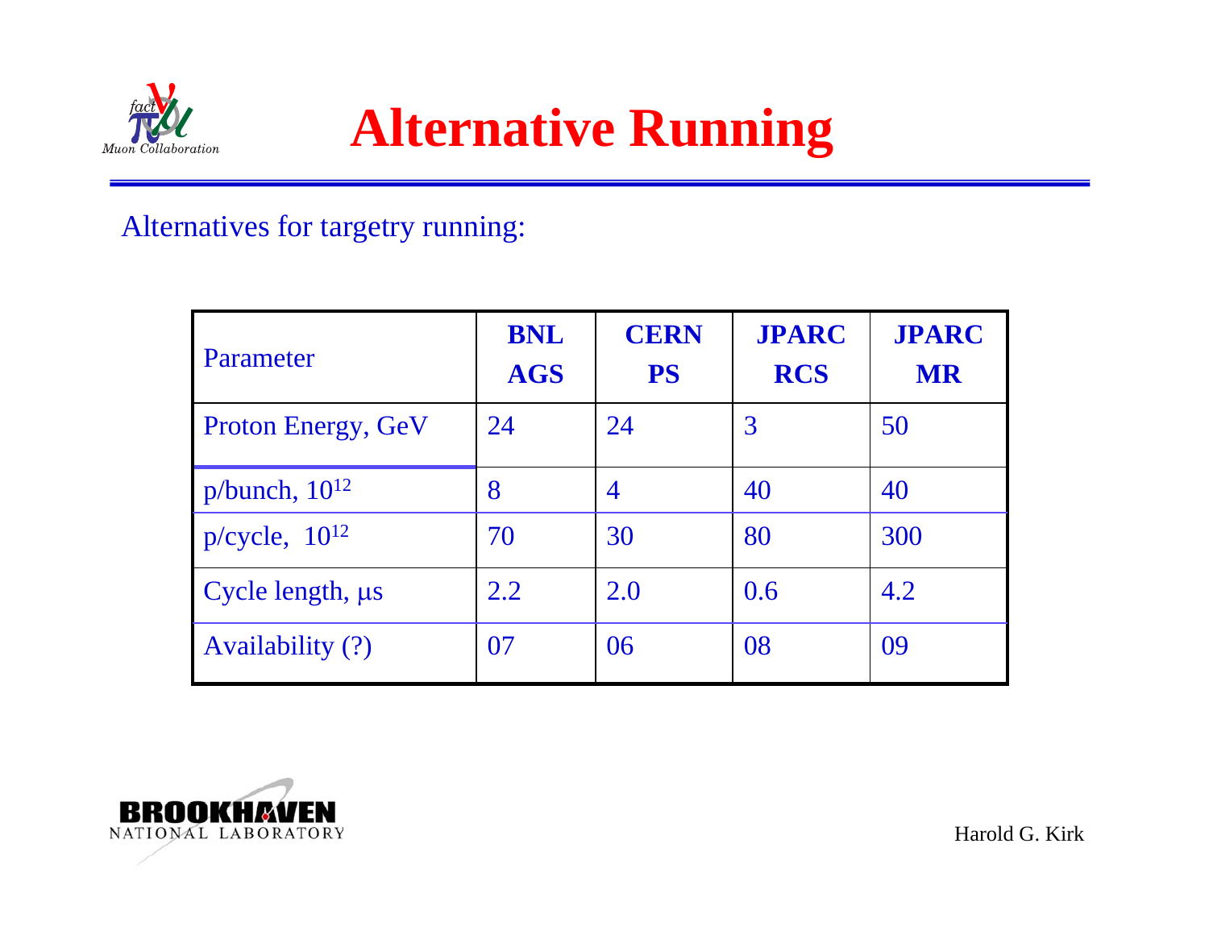# Alternative Running

Alternatives for targetry running:

| Parameter | BNL AGS | CERN PS | JPARC RCS | JPARC MR |
|---|---|---|---|---|
| Proton Energy, GeV | 24 | 24 | 3 | 50 |
| p/bunch, $10^{12}$ | 8 | 4 | 40 | 40 |
| p/cycle, $10^{12}$ | 70 | 30 | 80 | 300 |
| Cycle length, μs | 2.2 | 2.0 | 0.6 | 4.2 |
| Availability (?) | 07 | 06 | 08 | 09 |

Harold G. Kirk